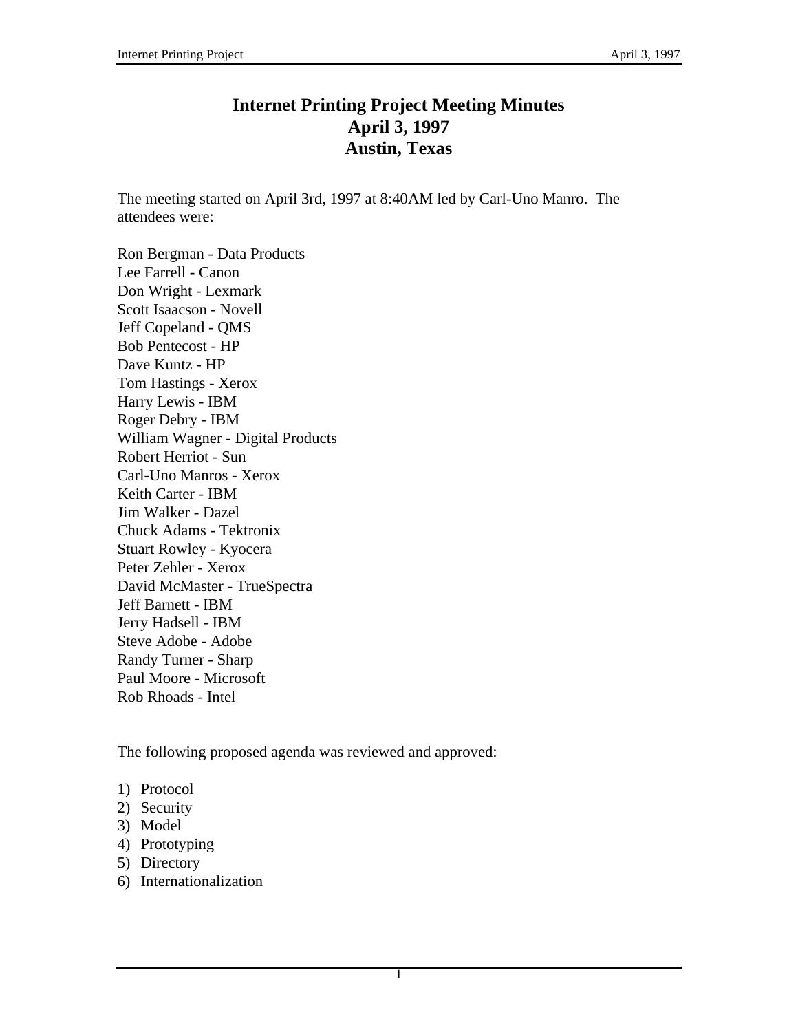# Internet Printing Project Meeting Minutes
# April 3, 1997
# Austin, Texas

The meeting started on April 3rd, 1997 at 8:40AM led by Carl-Uno Manro. The attendees were:

Ron Bergman - Data Products
Lee Farrell - Canon
Don Wright - Lexmark
Scott Isaacson - Novell
Jeff Copeland - QMS
Bob Pentecost - HP
Dave Kuntz - HP
Tom Hastings - Xerox
Harry Lewis - IBM
Roger Debry - IBM
William Wagner - Digital Products
Robert Herriot - Sun
Carl-Uno Manros - Xerox
Keith Carter - IBM
Jim Walker - Dazel
Chuck Adams - Tektronix
Stuart Rowley - Kyocera
Peter Zehler - Xerox
David McMaster - TrueSpectra
Jeff Barnett - IBM
Jerry Hadsell - IBM
Steve Adobe - Adobe
Randy Turner - Sharp
Paul Moore - Microsoft
Rob Rhoads - Intel

The following proposed agenda was reviewed and approved:

1) Protocol
2) Security
3) Model
4) Prototyping
5) Directory
6) Internationalization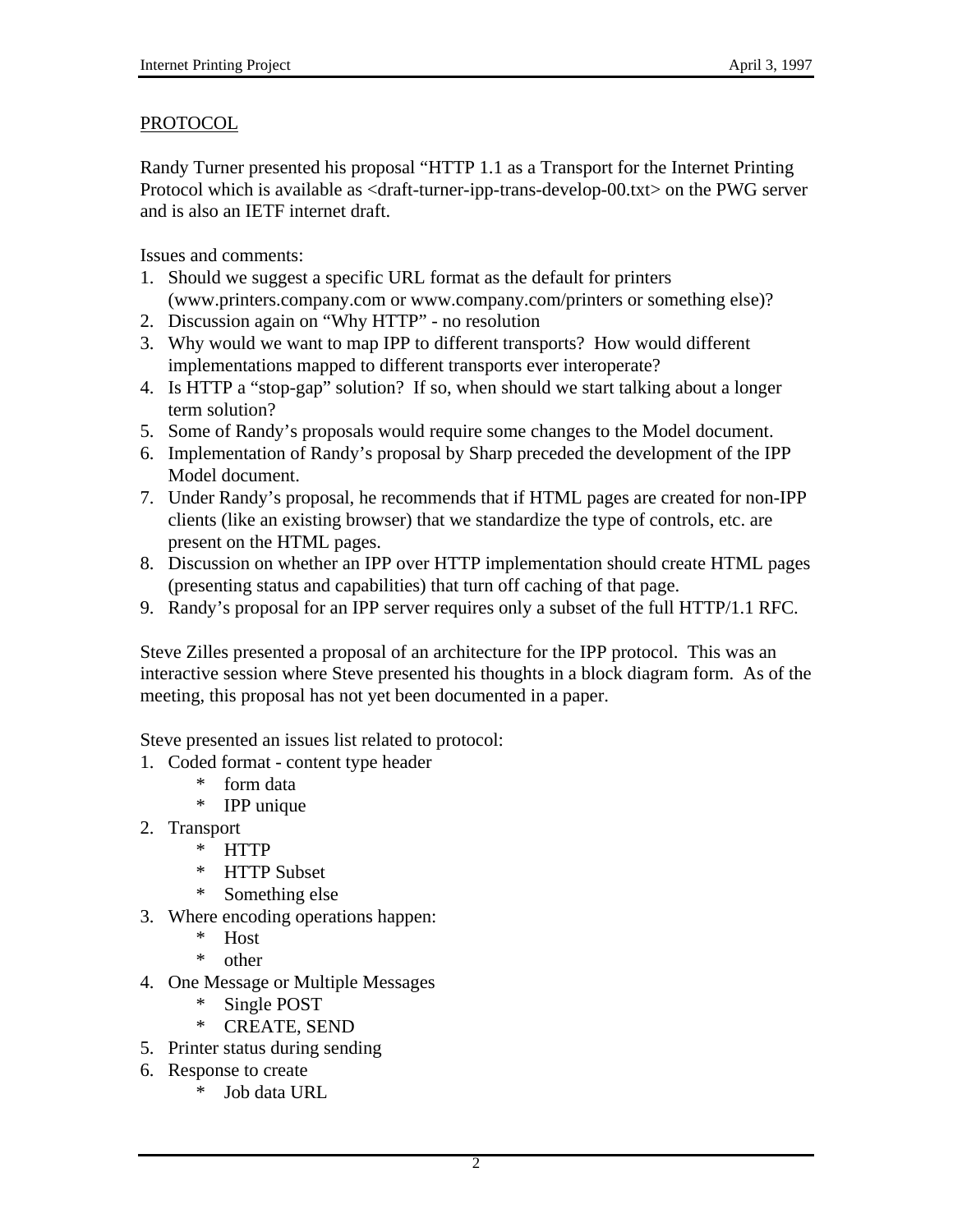PROTOCOL

Randy Turner presented his proposal “HTTP 1.1 as a Transport for the Internet Printing Protocol which is available as <draft-turner-ipp-trans-develop-00.txt> on the PWG server and is also an IETF internet draft.

Issues and comments:

1. Should we suggest a specific URL format as the default for printers (www.printers.company.com or www.company.com/printers or something else)?
2. Discussion again on “Why HTTP” - no resolution
3. Why would we want to map IPP to different transports? How would different implementations mapped to different transports ever interoperate?
4. Is HTTP a “stop-gap” solution? If so, when should we start talking about a longer term solution?
5. Some of Randy’s proposals would require some changes to the Model document.
6. Implementation of Randy’s proposal by Sharp preceded the development of the IPP Model document.
7. Under Randy’s proposal, he recommends that if HTML pages are created for non-IPP clients (like an existing browser) that we standardize the type of controls, etc. are present on the HTML pages.
8. Discussion on whether an IPP over HTTP implementation should create HTML pages (presenting status and capabilities) that turn off caching of that page.
9. Randy’s proposal for an IPP server requires only a subset of the full HTTP/1.1 RFC.

Steve Zilles presented a proposal of an architecture for the IPP protocol. This was an interactive session where Steve presented his thoughts in a block diagram form. As of the meeting, this proposal has not yet been documented in a paper.

Steve presented an issues list related to protocol:

1. Coded format - content type header
   * form data
   * IPP unique
2. Transport
   * HTTP
   * HTTP Subset
   * Something else
3. Where encoding operations happen:
   * Host
   * other
4. One Message or Multiple Messages
   * Single POST
   * CREATE, SEND
5. Printer status during sending
6. Response to create
   * Job data URL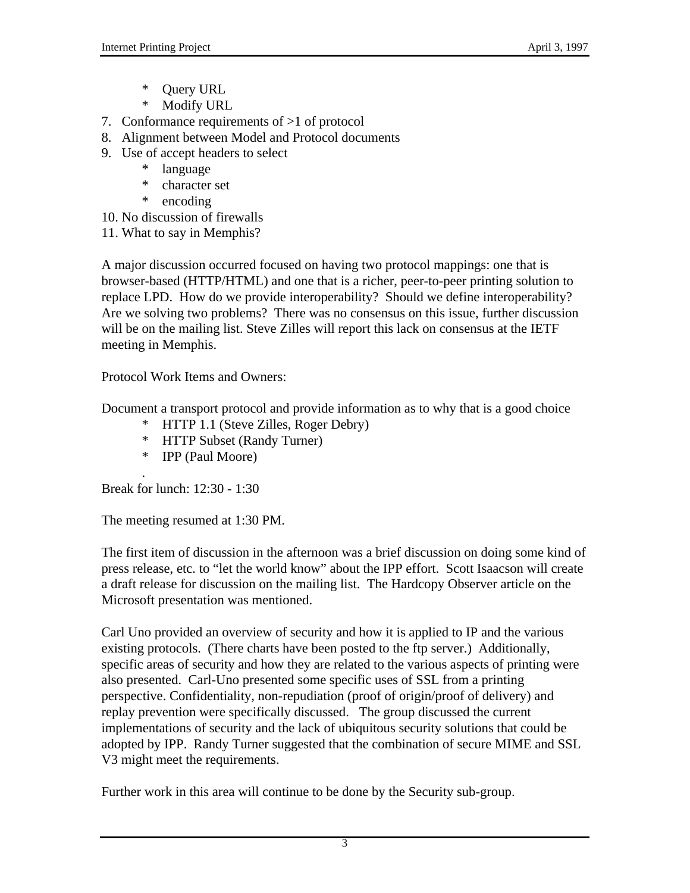* Query URL
    * Modify URL

7. Conformance requirements of >1 of protocol
8. Alignment between Model and Protocol documents
9. Use of accept headers to select
    * language
    * character set
    * encoding
10. No discussion of firewalls
11. What to say in Memphis?

A major discussion occurred focused on having two protocol mappings: one that is browser-based (HTTP/HTML) and one that is a richer, peer-to-peer printing solution to replace LPD. How do we provide interoperability? Should we define interoperability? Are we solving two problems? There was no consensus on this issue, further discussion will be on the mailing list. Steve Zilles will report this lack on consensus at the IETF meeting in Memphis.

Protocol Work Items and Owners:

Document a transport protocol and provide information as to why that is a good choice

* HTTP 1.1 (Steve Zilles, Roger Debry)
* HTTP Subset (Randy Turner)
* IPP (Paul Moore)

.

Break for lunch: 12:30 - 1:30

The meeting resumed at 1:30 PM.

The first item of discussion in the afternoon was a brief discussion on doing some kind of press release, etc. to “let the world know” about the IPP effort. Scott Isaacson will create a draft release for discussion on the mailing list. The Hardcopy Observer article on the Microsoft presentation was mentioned.

Carl Uno provided an overview of security and how it is applied to IP and the various existing protocols. (There charts have been posted to the ftp server.) Additionally, specific areas of security and how they are related to the various aspects of printing were also presented. Carl-Uno presented some specific uses of SSL from a printing perspective. Confidentiality, non-repudiation (proof of origin/proof of delivery) and replay prevention were specifically discussed. The group discussed the current implementations of security and the lack of ubiquitous security solutions that could be adopted by IPP. Randy Turner suggested that the combination of secure MIME and SSL V3 might meet the requirements.

Further work in this area will continue to be done by the Security sub-group.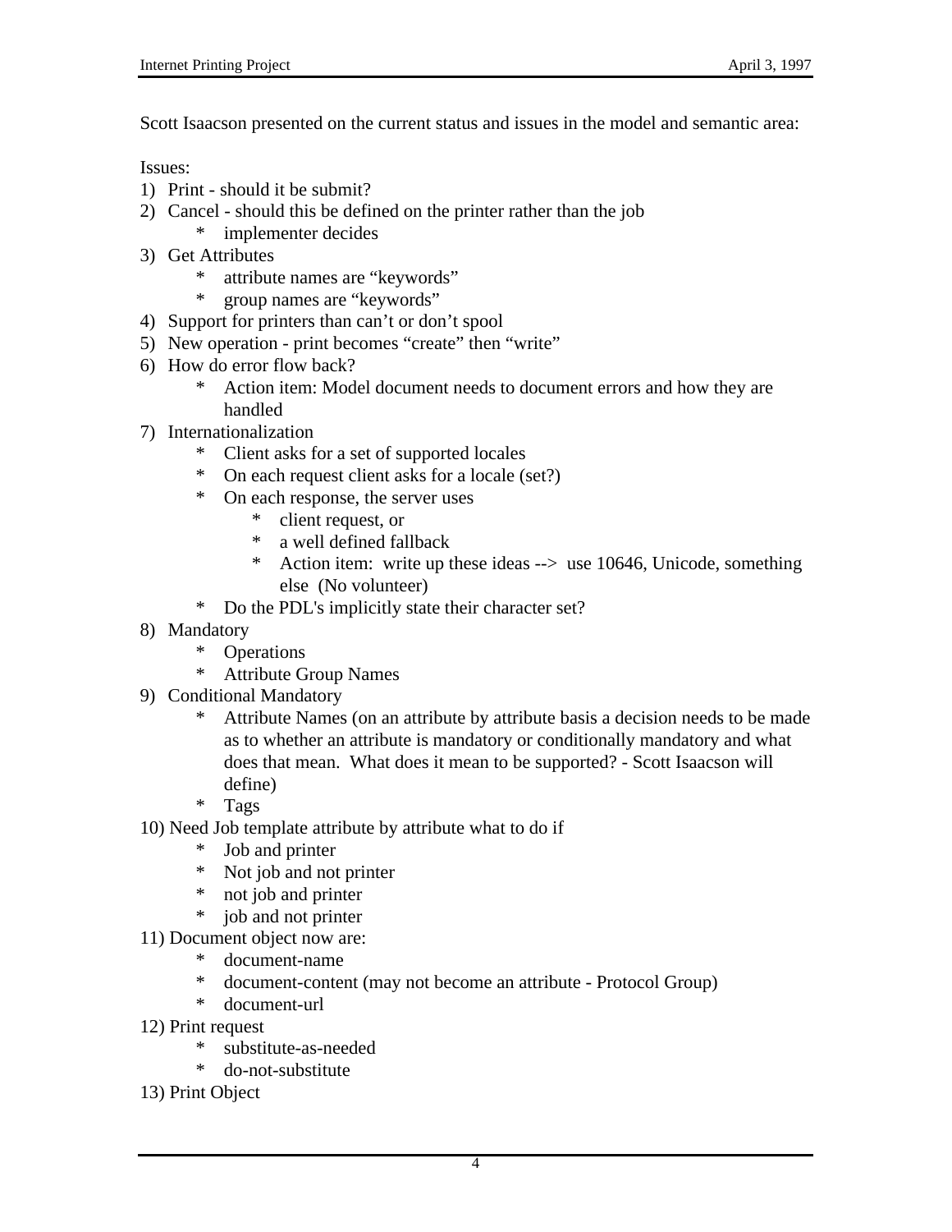Scott Isaacson presented on the current status and issues in the model and semantic area:

Issues:

1) Print - should it be submit?
2) Cancel - should this be defined on the printer rather than the job
    * implementer decides
3) Get Attributes
    * attribute names are "keywords"
    * group names are "keywords"
4) Support for printers than can't or don't spool
5) New operation - print becomes "create" then "write"
6) How do error flow back?
    * Action item: Model document needs to document errors and how they are handled
7) Internationalization
    * Client asks for a set of supported locales
    * On each request client asks for a locale (set?)
    * On each response, the server uses
        * client request, or
        * a well defined fallback
        * Action item: write up these ideas --> use 10646, Unicode, something else (No volunteer)
    * Do the PDL's implicitly state their character set?
8) Mandatory
    * Operations
    * Attribute Group Names
9) Conditional Mandatory
    * Attribute Names (on an attribute by attribute basis a decision needs to be made as to whether an attribute is mandatory or conditionally mandatory and what does that mean. What does it mean to be supported? - Scott Isaacson will define)
    * Tags
10) Need Job template attribute by attribute what to do if
    * Job and printer
    * Not job and not printer
    * not job and printer
    * job and not printer
11) Document object now are:
    * document-name
    * document-content (may not become an attribute - Protocol Group)
    * document-url
12) Print request
    * substitute-as-needed
    * do-not-substitute
13) Print Object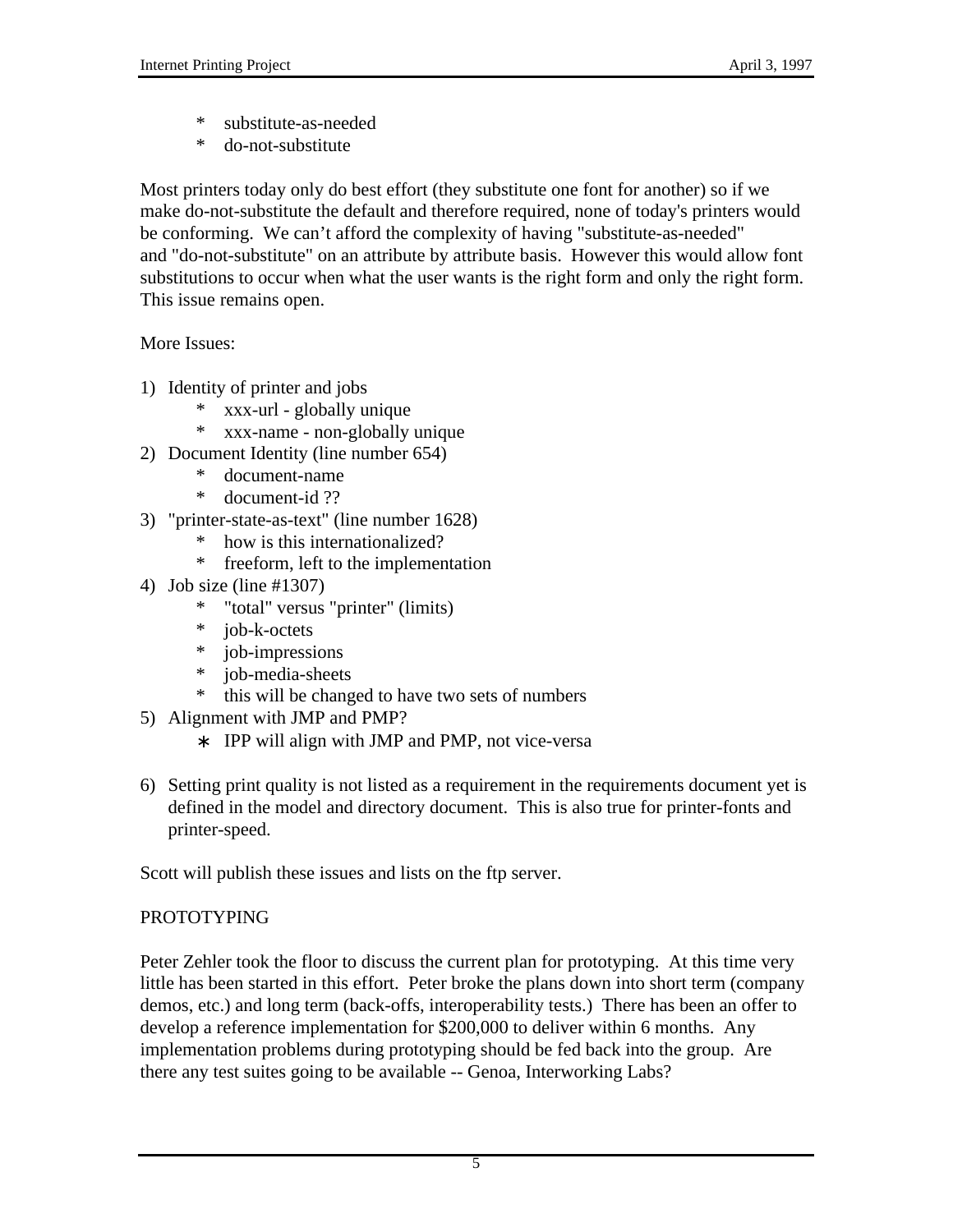* substitute-as-needed
* do-not-substitute

Most printers today only do best effort (they substitute one font for another) so if we make do-not-substitute the default and therefore required, none of today's printers would be conforming. We can't afford the complexity of having "substitute-as-needed" and "do-not-substitute" on an attribute by attribute basis. However this would allow font substitutions to occur when what the user wants is the right form and only the right form. This issue remains open.

More Issues:

1) Identity of printer and jobs
   * xxx-url - globally unique
   * xxx-name - non-globally unique
2) Document Identity (line number 654)
   * document-name
   * document-id ??
3) "printer-state-as-text" (line number 1628)
   * how is this internationalized?
   * freeform, left to the implementation
4) Job size (line #1307)
   * "total" versus "printer" (limits)
   * job-k-octets
   * job-impressions
   * job-media-sheets
   * this will be changed to have two sets of numbers
5) Alignment with JMP and PMP?
   * IPP will align with JMP and PMP, not vice-versa

6) Setting print quality is not listed as a requirement in the requirements document yet is defined in the model and directory document. This is also true for printer-fonts and printer-speed.

Scott will publish these issues and lists on the ftp server.

PROTOTYPING

Peter Zehler took the floor to discuss the current plan for prototyping. At this time very little has been started in this effort. Peter broke the plans down into short term (company demos, etc.) and long term (back-offs, interoperability tests.) There has been an offer to develop a reference implementation for $200,000 to deliver within 6 months. Any implementation problems during prototyping should be fed back into the group. Are there any test suites going to be available -- Genoa, Interworking Labs?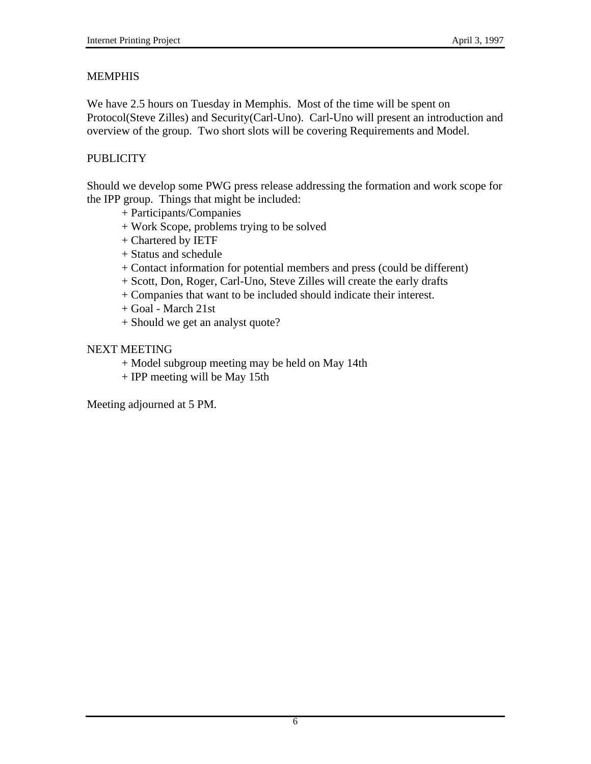## MEMPHIS

We have 2.5 hours on Tuesday in Memphis. Most of the time will be spent on Protocol(Steve Zilles) and Security(Carl-Uno). Carl-Uno will present an introduction and overview of the group. Two short slots will be covering Requirements and Model.

## PUBLICITY

Should we develop some PWG press release addressing the formation and work scope for the IPP group. Things that might be included:

+ Participants/Companies
+ Work Scope, problems trying to be solved
+ Chartered by IETF
+ Status and schedule
+ Contact information for potential members and press (could be different)
+ Scott, Don, Roger, Carl-Uno, Steve Zilles will create the early drafts
+ Companies that want to be included should indicate their interest.
+ Goal - March 21st
+ Should we get an analyst quote?

## NEXT MEETING

+ Model subgroup meeting may be held on May 14th
+ IPP meeting will be May 15th

Meeting adjourned at 5 PM.